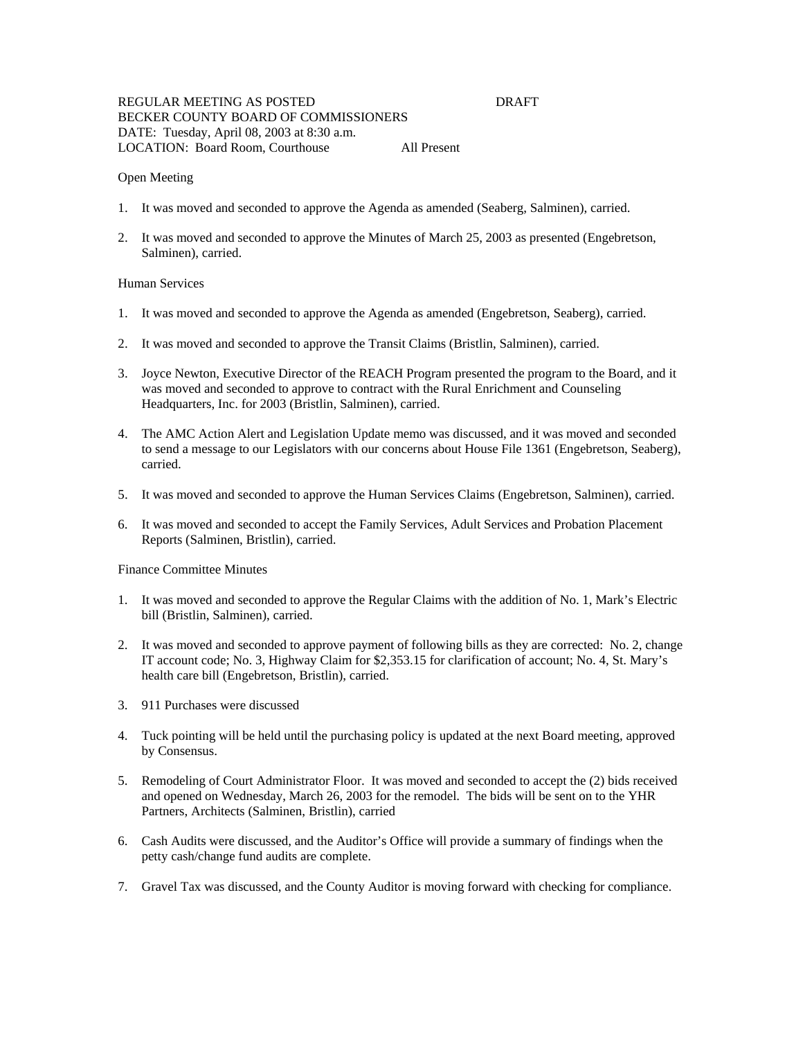REGULAR MEETING AS POSTED DRAFT
BECKER COUNTY BOARD OF COMMISSIONERS
DATE: Tuesday, April 08, 2003 at 8:30 a.m.
LOCATION: Board Room, Courthouse All Present

Open Meeting

1. It was moved and seconded to approve the Agenda as amended (Seaberg, Salminen), carried.

2. It was moved and seconded to approve the Minutes of March 25, 2003 as presented (Engebretson, Salminen), carried.

Human Services

1. It was moved and seconded to approve the Agenda as amended (Engebretson, Seaberg), carried.

2. It was moved and seconded to approve the Transit Claims (Bristlin, Salminen), carried.

3. Joyce Newton, Executive Director of the REACH Program presented the program to the Board, and it was moved and seconded to approve to contract with the Rural Enrichment and Counseling Headquarters, Inc. for 2003 (Bristlin, Salminen), carried.

4. The AMC Action Alert and Legislation Update memo was discussed, and it was moved and seconded to send a message to our Legislators with our concerns about House File 1361 (Engebretson, Seaberg), carried.

5. It was moved and seconded to approve the Human Services Claims (Engebretson, Salminen), carried.

6. It was moved and seconded to accept the Family Services, Adult Services and Probation Placement Reports (Salminen, Bristlin), carried.

Finance Committee Minutes

1. It was moved and seconded to approve the Regular Claims with the addition of No. 1, Mark's Electric bill (Bristlin, Salminen), carried.

2. It was moved and seconded to approve payment of following bills as they are corrected: No. 2, change IT account code; No. 3, Highway Claim for $2,353.15 for clarification of account; No. 4, St. Mary's health care bill (Engebretson, Bristlin), carried.

3. 911 Purchases were discussed

4. Tuck pointing will be held until the purchasing policy is updated at the next Board meeting, approved by Consensus.

5. Remodeling of Court Administrator Floor. It was moved and seconded to accept the (2) bids received and opened on Wednesday, March 26, 2003 for the remodel. The bids will be sent on to the YHR Partners, Architects (Salminen, Bristlin), carried

6. Cash Audits were discussed, and the Auditor's Office will provide a summary of findings when the petty cash/change fund audits are complete.

7. Gravel Tax was discussed, and the County Auditor is moving forward with checking for compliance.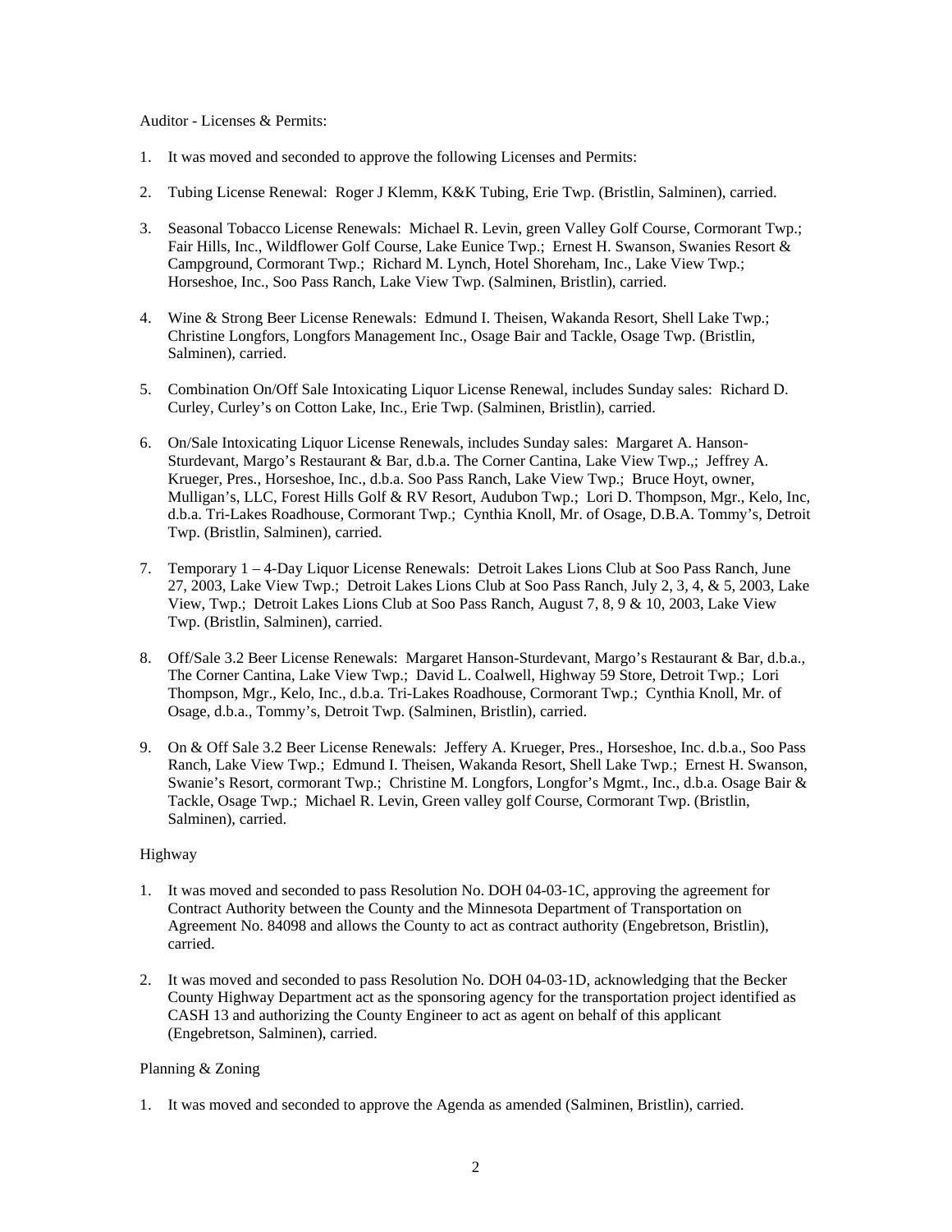Auditor - Licenses & Permits:

1. It was moved and seconded to approve the following Licenses and Permits:

2. Tubing License Renewal: Roger J Klemm, K&K Tubing, Erie Twp. (Bristlin, Salminen), carried.

3. Seasonal Tobacco License Renewals: Michael R. Levin, green Valley Golf Course, Cormorant Twp.; Fair Hills, Inc., Wildflower Golf Course, Lake Eunice Twp.; Ernest H. Swanson, Swanies Resort & Campground, Cormorant Twp.; Richard M. Lynch, Hotel Shoreham, Inc., Lake View Twp.; Horseshoe, Inc., Soo Pass Ranch, Lake View Twp. (Salminen, Bristlin), carried.

4. Wine & Strong Beer License Renewals: Edmund I. Theisen, Wakanda Resort, Shell Lake Twp.; Christine Longfors, Longfors Management Inc., Osage Bair and Tackle, Osage Twp. (Bristlin, Salminen), carried.

5. Combination On/Off Sale Intoxicating Liquor License Renewal, includes Sunday sales: Richard D. Curley, Curley's on Cotton Lake, Inc., Erie Twp. (Salminen, Bristlin), carried.

6. On/Sale Intoxicating Liquor License Renewals, includes Sunday sales: Margaret A. Hanson-Sturdevant, Margo's Restaurant & Bar, d.b.a. The Corner Cantina, Lake View Twp.,; Jeffrey A. Krueger, Pres., Horseshoe, Inc., d.b.a. Soo Pass Ranch, Lake View Twp.; Bruce Hoyt, owner, Mulligan's, LLC, Forest Hills Golf & RV Resort, Audubon Twp.; Lori D. Thompson, Mgr., Kelo, Inc, d.b.a. Tri-Lakes Roadhouse, Cormorant Twp.; Cynthia Knoll, Mr. of Osage, D.B.A. Tommy's, Detroit Twp. (Bristlin, Salminen), carried.

7. Temporary 1 – 4-Day Liquor License Renewals: Detroit Lakes Lions Club at Soo Pass Ranch, June 27, 2003, Lake View Twp.; Detroit Lakes Lions Club at Soo Pass Ranch, July 2, 3, 4, & 5, 2003, Lake View, Twp.; Detroit Lakes Lions Club at Soo Pass Ranch, August 7, 8, 9 & 10, 2003, Lake View Twp. (Bristlin, Salminen), carried.

8. Off/Sale 3.2 Beer License Renewals: Margaret Hanson-Sturdevant, Margo's Restaurant & Bar, d.b.a., The Corner Cantina, Lake View Twp.; David L. Coalwell, Highway 59 Store, Detroit Twp.; Lori Thompson, Mgr., Kelo, Inc., d.b.a. Tri-Lakes Roadhouse, Cormorant Twp.; Cynthia Knoll, Mr. of Osage, d.b.a., Tommy's, Detroit Twp. (Salminen, Bristlin), carried.

9. On & Off Sale 3.2 Beer License Renewals: Jeffery A. Krueger, Pres., Horseshoe, Inc. d.b.a., Soo Pass Ranch, Lake View Twp.; Edmund I. Theisen, Wakanda Resort, Shell Lake Twp.; Ernest H. Swanson, Swanie's Resort, cormorant Twp.; Christine M. Longfors, Longfor's Mgmt., Inc., d.b.a. Osage Bair & Tackle, Osage Twp.; Michael R. Levin, Green valley golf Course, Cormorant Twp. (Bristlin, Salminen), carried.

Highway

1. It was moved and seconded to pass Resolution No. DOH 04-03-1C, approving the agreement for Contract Authority between the County and the Minnesota Department of Transportation on Agreement No. 84098 and allows the County to act as contract authority (Engebretson, Bristlin), carried.

2. It was moved and seconded to pass Resolution No. DOH 04-03-1D, acknowledging that the Becker County Highway Department act as the sponsoring agency for the transportation project identified as CASH 13 and authorizing the County Engineer to act as agent on behalf of this applicant (Engebretson, Salminen), carried.

Planning & Zoning

1. It was moved and seconded to approve the Agenda as amended (Salminen, Bristlin), carried.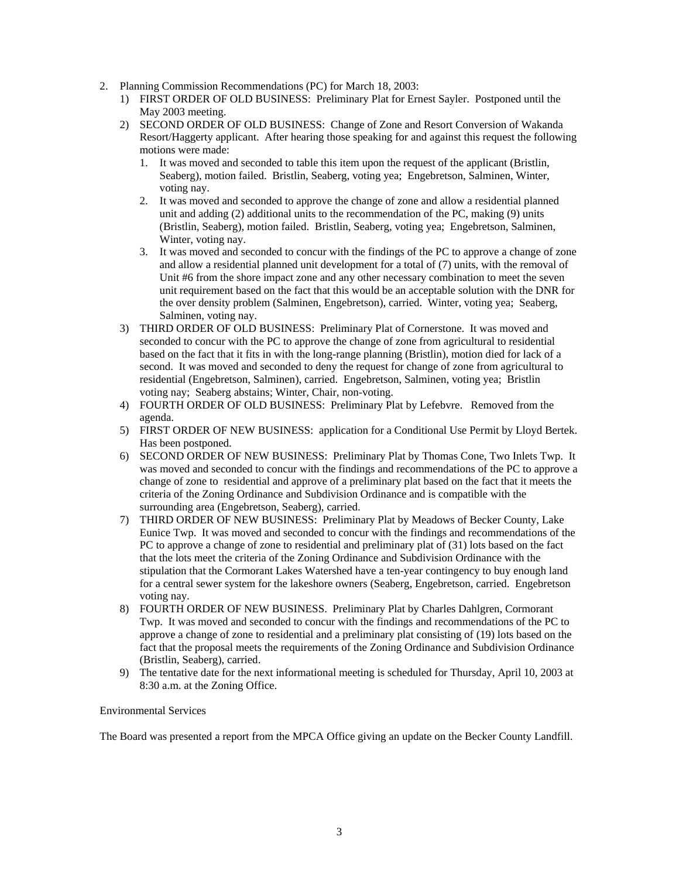2. Planning Commission Recommendations (PC) for March 18, 2003:
   1) FIRST ORDER OF OLD BUSINESS: Preliminary Plat for Ernest Sayler. Postponed until the May 2003 meeting.
   2) SECOND ORDER OF OLD BUSINESS: Change of Zone and Resort Conversion of Wakanda Resort/Haggerty applicant. After hearing those speaking for and against this request the following motions were made:
      1. It was moved and seconded to table this item upon the request of the applicant (Bristlin, Seaberg), motion failed. Bristlin, Seaberg, voting yea; Engebretson, Salminen, Winter, voting nay.
      2. It was moved and seconded to approve the change of zone and allow a residential planned unit and adding (2) additional units to the recommendation of the PC, making (9) units (Bristlin, Seaberg), motion failed. Bristlin, Seaberg, voting yea; Engebretson, Salminen, Winter, voting nay.
      3. It was moved and seconded to concur with the findings of the PC to approve a change of zone and allow a residential planned unit development for a total of (7) units, with the removal of Unit #6 from the shore impact zone and any other necessary combination to meet the seven unit requirement based on the fact that this would be an acceptable solution with the DNR for the over density problem (Salminen, Engebretson), carried. Winter, voting yea; Seaberg, Salminen, voting nay.
   3) THIRD ORDER OF OLD BUSINESS: Preliminary Plat of Cornerstone. It was moved and seconded to concur with the PC to approve the change of zone from agricultural to residential based on the fact that it fits in with the long-range planning (Bristlin), motion died for lack of a second. It was moved and seconded to deny the request for change of zone from agricultural to residential (Engebretson, Salminen), carried. Engebretson, Salminen, voting yea; Bristlin voting nay; Seaberg abstains; Winter, Chair, non-voting.
   4) FOURTH ORDER OF OLD BUSINESS: Preliminary Plat by Lefebvre. Removed from the agenda.
   5) FIRST ORDER OF NEW BUSINESS: application for a Conditional Use Permit by Lloyd Bertek. Has been postponed.
   6) SECOND ORDER OF NEW BUSINESS: Preliminary Plat by Thomas Cone, Two Inlets Twp. It was moved and seconded to concur with the findings and recommendations of the PC to approve a change of zone to residential and approve of a preliminary plat based on the fact that it meets the criteria of the Zoning Ordinance and Subdivision Ordinance and is compatible with the surrounding area (Engebretson, Seaberg), carried.
   7) THIRD ORDER OF NEW BUSINESS: Preliminary Plat by Meadows of Becker County, Lake Eunice Twp. It was moved and seconded to concur with the findings and recommendations of the PC to approve a change of zone to residential and preliminary plat of (31) lots based on the fact that the lots meet the criteria of the Zoning Ordinance and Subdivision Ordinance with the stipulation that the Cormorant Lakes Watershed have a ten-year contingency to buy enough land for a central sewer system for the lakeshore owners (Seaberg, Engebretson, carried. Engebretson voting nay.
   8) FOURTH ORDER OF NEW BUSINESS. Preliminary Plat by Charles Dahlgren, Cormorant Twp. It was moved and seconded to concur with the findings and recommendations of the PC to approve a change of zone to residential and a preliminary plat consisting of (19) lots based on the fact that the proposal meets the requirements of the Zoning Ordinance and Subdivision Ordinance (Bristlin, Seaberg), carried.
   9) The tentative date for the next informational meeting is scheduled for Thursday, April 10, 2003 at 8:30 a.m. at the Zoning Office.

Environmental Services

The Board was presented a report from the MPCA Office giving an update on the Becker County Landfill.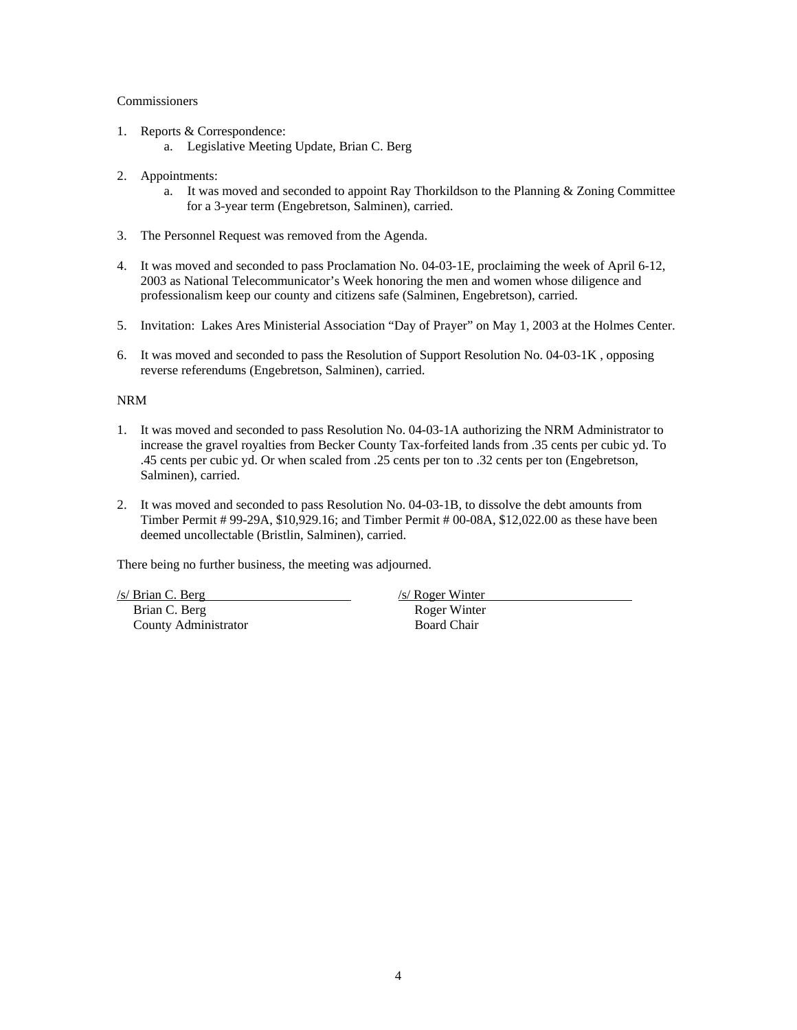Commissioners

1. Reports & Correspondence:
    a. Legislative Meeting Update, Brian C. Berg

2. Appointments:
    a. It was moved and seconded to appoint Ray Thorkildson to the Planning & Zoning Committee for a 3-year term (Engebretson, Salminen), carried.

3. The Personnel Request was removed from the Agenda.

4. It was moved and seconded to pass Proclamation No. 04-03-1E, proclaiming the week of April 6-12, 2003 as National Telecommunicator's Week honoring the men and women whose diligence and professionalism keep our county and citizens safe (Salminen, Engebretson), carried.

5. Invitation: Lakes Ares Ministerial Association "Day of Prayer" on May 1, 2003 at the Holmes Center.

6. It was moved and seconded to pass the Resolution of Support Resolution No. 04-03-1K , opposing reverse referendums (Engebretson, Salminen), carried.

NRM

1. It was moved and seconded to pass Resolution No. 04-03-1A authorizing the NRM Administrator to increase the gravel royalties from Becker County Tax-forfeited lands from .35 cents per cubic yd. To .45 cents per cubic yd. Or when scaled from .25 cents per ton to .32 cents per ton (Engebretson, Salminen), carried.

2. It was moved and seconded to pass Resolution No. 04-03-1B, to dissolve the debt amounts from Timber Permit # 99-29A, $10,929.16; and Timber Permit # 00-08A, $12,022.00 as these have been deemed uncollectable (Bristlin, Salminen), carried.

There being no further business, the meeting was adjourned.

/s/ Brian C. Berg
Brian C. Berg
County Administrator

/s/ Roger Winter
Roger Winter
Board Chair